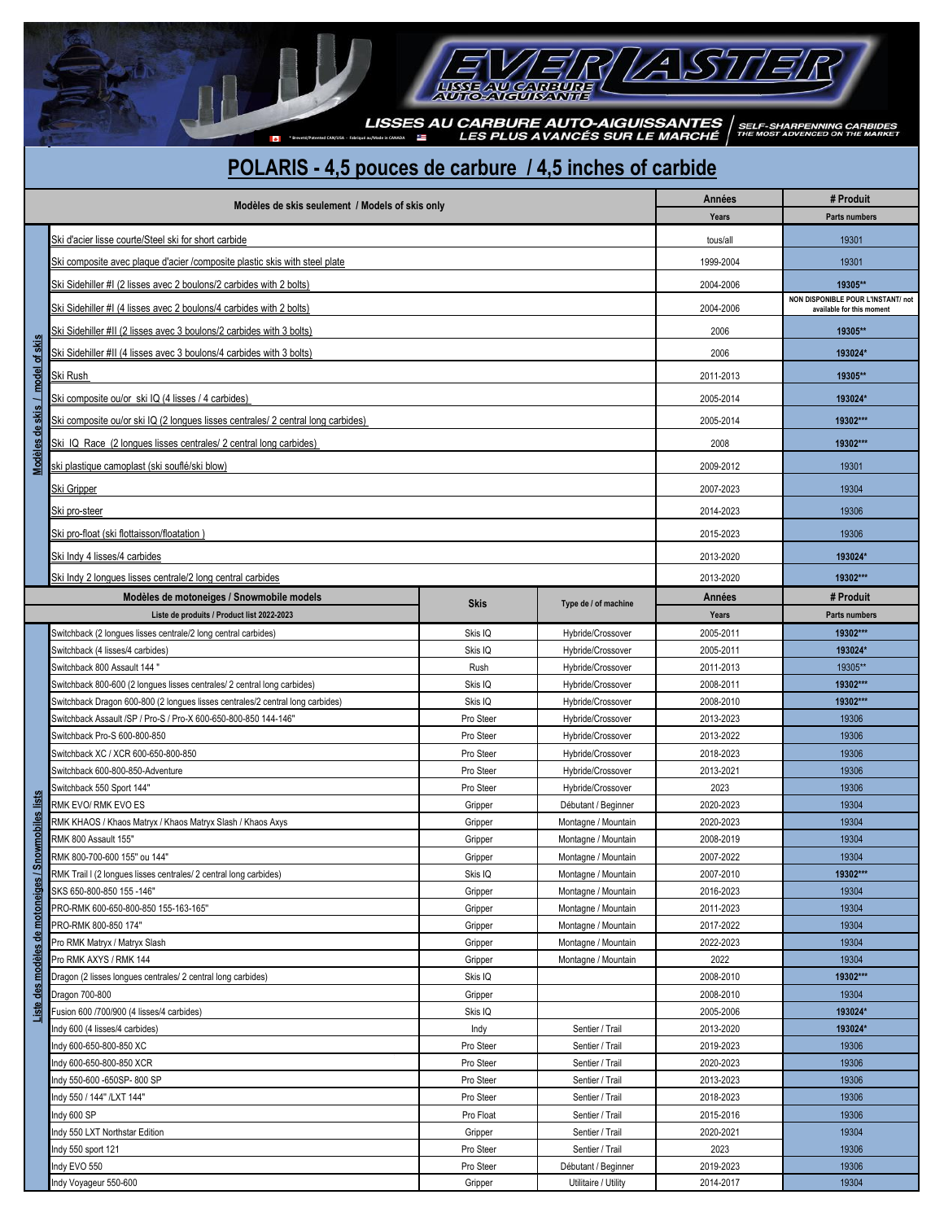# EVERLASTER

LISSE AU CARBURE AUTO-AIGUISANTE

LISSES AU CARBURE AUTO-AIGUISSANTES LES PLUS AVANCÉS SUR LE MARCHÉ | SELF-SHARPENNING CARBIDES THE MOST ADVENCED ON THE MARKET

* Breveté/Patented CAN/USA - Fabriqué au/Made in CANADA

## POLARIS - 4,5 pouces de carbure / 4,5 inches of carbide

| Modèles de skis / model of skis | Modèles de skis seulement / Models of skis only | Années<br>Years | # Produit<br>Parts numbers |
|---|---|---|---|
| | Ski d'acier lisse courte/Steel ski for short carbide | tous/all | 19301 |
| | Ski composite avec plaque d'acier /composite plastic skis with steel plate | 1999-2004 | 19301 |
| | Ski Sidehiller #I (2 lisses avec 2 boulons/2 carbides with 2 bolts) | 2004-2006 | **19305**** |
| | Ski Sidehiller #I (4 lisses avec 2 boulons/4 carbides with 2 bolts) | 2004-2006 | **NON DISPONIBLE POUR L'INSTANT/ not available for this moment** |
| | Ski Sidehiller #II (2 lisses avec 3 boulons/2 carbides with 3 bolts) | 2006 | **19305**** |
| | Ski Sidehiller #II (4 lisses avec 3 boulons/4 carbides with 3 bolts) | 2006 | **193024*** |
| | Ski Rush | 2011-2013 | **19305**** |
| | Ski composite ou/or ski IQ (4 lisses / 4 carbides) | 2005-2014 | **193024*** |
| | Ski composite ou/or ski IQ (2 longues lisses centrales/ 2 central long carbides) | 2005-2014 | **19302***** |
| | Ski IQ Race (2 longues lisses centrales/ 2 central long carbides) | 2008 | **19302***** |
| | ski plastique camoplast (ski soufflé/ski blow) | 2009-2012 | 19301 |
| | Ski Gripper | 2007-2023 | 19304 |
| | Ski pro-steer | 2014-2023 | 19306 |
| | Ski pro-float (ski flottaisson/floatation ) | 2015-2023 | 19306 |
| | Ski Indy 4 lisses/4 carbides | 2013-2020 | **193024*** |
| | Ski Indy 2 longues lisses centrale/2 long central carbides | 2013-2020 | **19302***** |

| Liste des modèles de motoneiges / Snowmobiles lists | Modèles de motoneiges / Snowmobile models<br>Liste de produits / Product list 2022-2023 | Skis | Type de / of machine | Années<br>Years | # Produit<br>Parts numbers |
|---|---|---|---|---|---|
| | Switchback (2 longues lisses centrale/2 long central carbides) | Skis IQ | Hybride/Crossover | 2005-2011 | **19302***** |
| | Switchback (4 lisses/4 carbides) | Skis IQ | Hybride/Crossover | 2005-2011 | **193024*** |
| | Switchback 800 Assault 144 " | Rush | Hybride/Crossover | 2011-2013 | 19305** |
| | Switchback 800-600 (2 longues lisses centrales/ 2 central long carbides) | Skis IQ | Hybride/Crossover | 2008-2011 | **19302***** |
| | Switchback Dragon 600-800 (2 longues lisses centrales/2 central long carbides) | Skis IQ | Hybride/Crossover | 2008-2010 | **19302***** |
| | Switchback Assault /SP / Pro-S / Pro-X 600-650-800-850 144-146" | Pro Steer | Hybride/Crossover | 2013-2023 | 19306 |
| | Switchback Pro-S 600-800-850 | Pro Steer | Hybride/Crossover | 2013-2022 | 19306 |
| | Switchback XC / XCR 600-650-800-850 | Pro Steer | Hybride/Crossover | 2018-2023 | 19306 |
| | Switchback 600-800-850-Adventure | Pro Steer | Hybride/Crossover | 2013-2021 | 19306 |
| | Switchback 550 Sport 144" | Pro Steer | Hybride/Crossover | 2023 | 19306 |
| | RMK EVO/ RMK EVO ES | Gripper | Débutant / Beginner | 2020-2023 | 19304 |
| | RMK KHAOS / Khaos Matryx / Khaos Matryx Slash / Khaos Axys | Gripper | Montagne / Mountain | 2020-2023 | 19304 |
| | RMK 800 Assault 155" | Gripper | Montagne / Mountain | 2008-2019 | 19304 |
| | RMK 800-700-600 155" ou 144" | Gripper | Montagne / Mountain | 2007-2022 | 19304 |
| | RMK Trail I (2 longues lisses centrales/ 2 central long carbides) | Skis IQ | Montagne / Mountain | 2007-2010 | **19302***** |
| | SKS 650-800-850 155 -146" | Gripper | Montagne / Mountain | 2016-2023 | 19304 |
| | PRO-RMK 600-650-800-850 155-163-165" | Gripper | Montagne / Mountain | 2011-2023 | 19304 |
| | PRO-RMK 800-850 174" | Gripper | Montagne / Mountain | 2017-2022 | 19304 |
| | Pro RMK Matryx / Matryx Slash | Gripper | Montagne / Mountain | 2022-2023 | 19304 |
| | Pro RMK AXYS / RMK 144 | Gripper | Montagne / Mountain | 2022 | 19304 |
| | Dragon (2 lisses longues centrales/ 2 central long carbides) | Skis IQ | | 2008-2010 | **19302***** |
| | Dragon 700-800 | Gripper | | 2008-2010 | 19304 |
| | Fusion 600 /700/900 (4 lisses/4 carbides) | Skis IQ | | 2005-2006 | **193024*** |
| | Indy 600 (4 lisses/4 carbides) | Indy | Sentier / Trail | 2013-2020 | **193024*** |
| | Indy 600-650-800-850 XC | Pro Steer | Sentier / Trail | 2019-2023 | 19306 |
| | Indy 600-650-800-850 XCR | Pro Steer | Sentier / Trail | 2020-2023 | 19306 |
| | Indy 550-600 -650SP- 800 SP | Pro Steer | Sentier / Trail | 2013-2023 | 19306 |
| | Indy 550 / 144" /LXT 144" | Pro Steer | Sentier / Trail | 2018-2023 | 19306 |
| | Indy 600 SP | Pro Float | Sentier / Trail | 2015-2016 | 19306 |
| | Indy 550 LXT Northstar Edition | Gripper | Sentier / Trail | 2020-2021 | 19304 |
| | Indy 550 sport 121 | Pro Steer | Sentier / Trail | 2023 | 19306 |
| | Indy EVO 550 | Pro Steer | Débutant / Beginner | 2019-2023 | 19306 |
| | Indy Voyageur 550-600 | Gripper | Utilitaire / Utility | 2014-2017 | 19304 |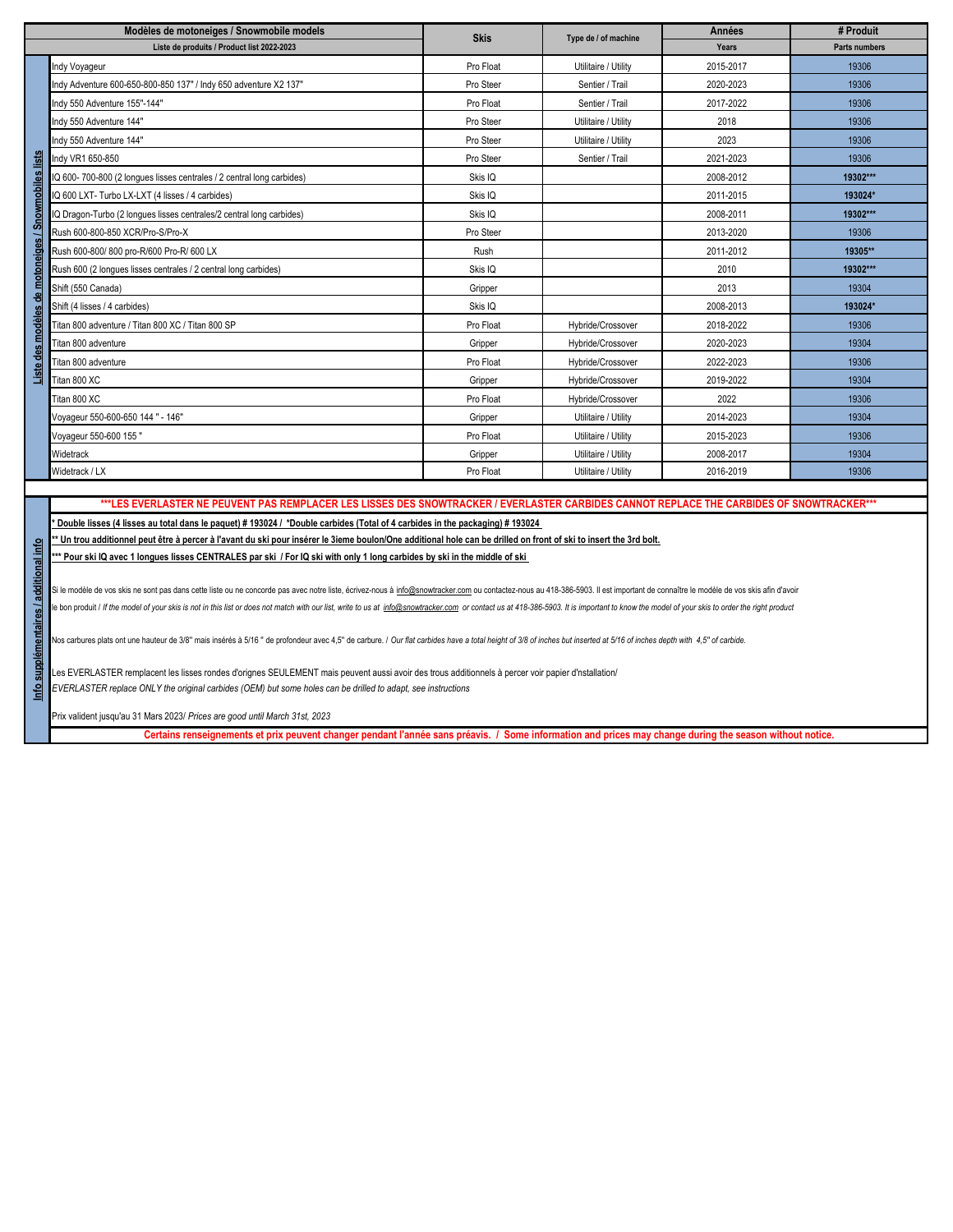| Modèles de motoneiges / Snowmobile models<br>Liste de produits / Product list 2022-2023 | Skis | Type de / of machine | Années<br>Years | # Produit<br>Parts numbers |
|---|---|---|---|---|
| Indy Voyageur | Pro Float | Utilitaire / Utility | 2015-2017 | 19306 |
| Indy Adventure 600-650-800-850 137" / Indy 650 adventure X2 137" | Pro Steer | Sentier / Trail | 2020-2023 | 19306 |
| Indy 550 Adventure 155"-144" | Pro Float | Sentier / Trail | 2017-2022 | 19306 |
| Indy 550 Adventure 144" | Pro Steer | Utilitaire / Utility | 2018 | 19306 |
| Indy 550 Adventure 144" | Pro Steer | Utilitaire / Utility | 2023 | 19306 |
| Indy VR1 650-850 | Pro Steer | Sentier / Trail | 2021-2023 | 19306 |
| IQ 600- 700-800 (2 longues lisses centrales / 2 central long carbides) | Skis IQ | | 2008-2012 | **19302*** ** |
| IQ 600 LXT- Turbo LX-LXT (4 lisses / 4 carbides) | Skis IQ | | 2011-2015 | **193024*** |
| IQ Dragon-Turbo (2 longues lisses centrales/2 central long carbides) | Skis IQ | | 2008-2011 | **19302*** ** |
| Rush 600-800-850 XCR/Pro-S/Pro-X | Pro Steer | | 2013-2020 | 19306 |
| Rush 600-800/ 800 pro-R/600 Pro-R/ 600 LX | Rush | | 2011-2012 | **19305**** |
| Rush 600 (2 longues lisses centrales / 2 central long carbides) | Skis IQ | | 2010 | **19302*** ** |
| Shift (550 Canada) | Gripper | | 2013 | 19304 |
| Shift (4 lisses / 4 carbides) | Skis IQ | | 2008-2013 | **193024*** |
| Titan 800 adventure / Titan 800 XC / Titan 800 SP | Pro Float | Hybride/Crossover | 2018-2022 | 19306 |
| Titan 800 adventure | Gripper | Hybride/Crossover | 2020-2023 | 19304 |
| Titan 800 adventure | Pro Float | Hybride/Crossover | 2022-2023 | 19306 |
| Titan 800 XC | Gripper | Hybride/Crossover | 2019-2022 | 19304 |
| Titan 800 XC | Pro Float | Hybride/Crossover | 2022 | 19306 |
| Voyageur 550-600-650 144 " - 146" | Gripper | Utilitaire / Utility | 2014-2023 | 19304 |
| Voyageur 550-600 155 " | Pro Float | Utilitaire / Utility | 2015-2023 | 19306 |
| Widetrack | Gripper | Utilitaire / Utility | 2008-2017 | 19304 |
| Widetrack / LX | Pro Float | Utilitaire / Utility | 2016-2019 | 19306 |

Liste des modèles de motoneiges / Snowmobiles lists

## Info supplémentaires / additional info

**\*\*\*LES EVERLASTER NE PEUVENT PAS REMPLACER LES LISSES DES SNOWTRACKER / EVERLASTER CARBIDES CANNOT REPLACE THE CARBIDES OF SNOWTRACKER\*\*\***

**\* Double lisses (4 lisses au total dans le paquet) # 193024 / \*Double carbides (Total of 4 carbides in the packaging) # 193024**

**\*\* Un trou additionnel peut être à percer à l'avant du ski pour insérer le 3ieme boulon/One additional hole can be drilled on front of ski to insert the 3rd bolt.**

**\*\*\* Pour ski IQ avec 1 longues lisses CENTRALES par ski / For IQ ski with only 1 long carbides by ski in the middle of ski**

Si le modèle de vos skis ne sont pas dans cette liste ou ne concorde pas avec notre liste, écrivez-nous à info@snowtracker.com ou contactez-nous au 418-386-5903. Il est important de connaître le modèle de vos skis afin d'avoir le bon produit / *If the model of your skis is not in this list or does not match with our list, write to us at info@snowtracker.com or contact us at 418-386-5903. It is important to know the model of your skis to order the right product*

Nos carbures plats ont une hauteur de 3/8" mais insérés à 5/16 " de profondeur avec 4,5" de carbure. / *Our flat carbides have a total height of 3/8 of inches but inserted at 5/16 of inches depth with 4,5" of carbide.*

Les EVERLASTER remplacent les lisses rondes d'origines SEULEMENT mais peuvent aussi avoir des trous additionnels à percer voir papier d'nstallation/
*EVERLASTER replace ONLY the original carbides (OEM) but some holes can be drilled to adapt, see instructions*

Prix valident jusqu'au 31 Mars 2023/ *Prices are good until March 31st, 2023*

**Certains renseignements et prix peuvent changer pendant l'année sans préavis. / Some information and prices may change during the season without notice.**